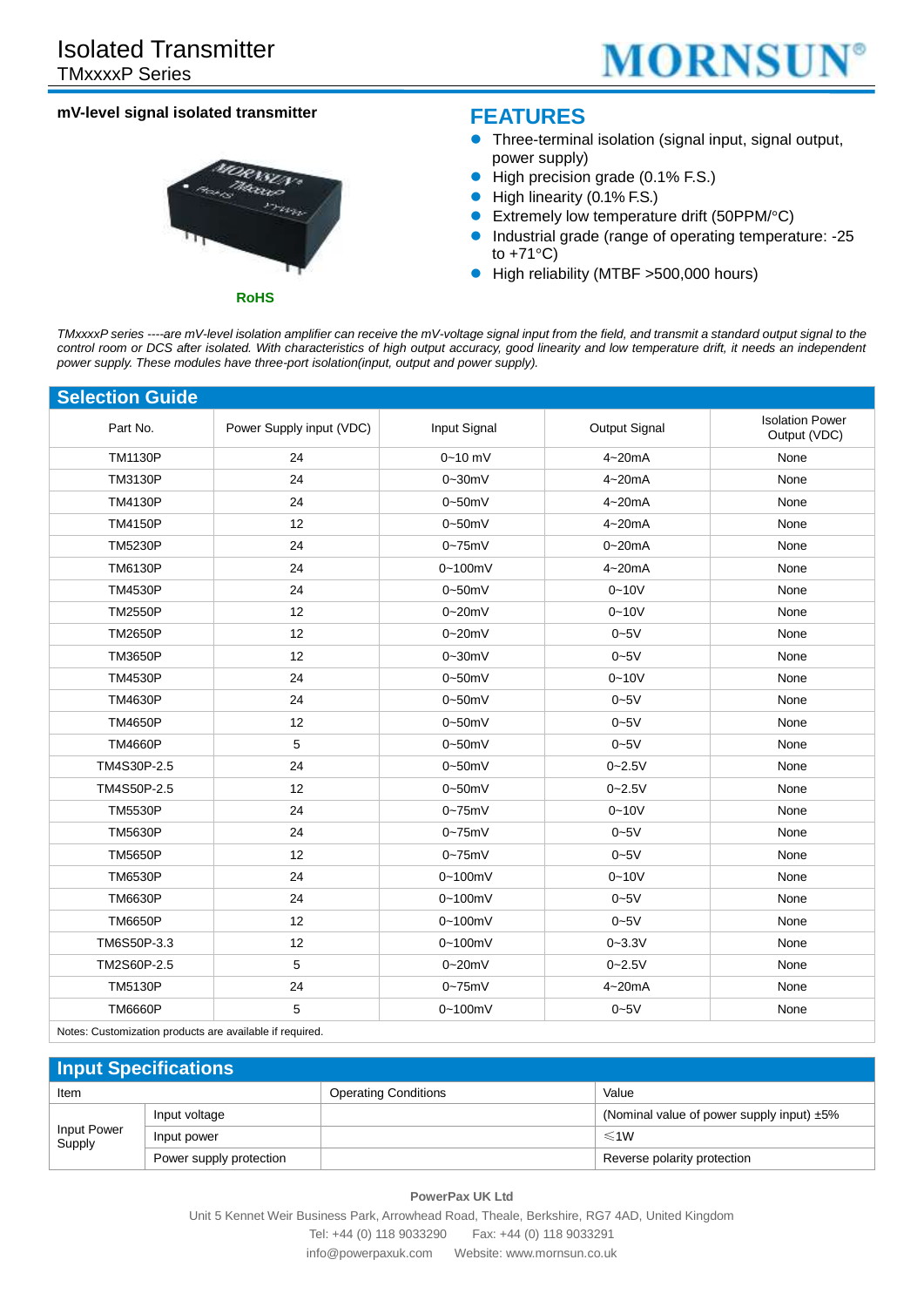# Isolated Transmitter

TMxxxxP Series

**mV-level signal isolated transmitter**

RoHS

## FEATURES

- Three-terminal isolation (signal input, signal output, power supply)
- High precision grade (0.1% F.S.)
- High linearity (0.1% F.S.)
- Extremely low temperature drift (50PPM/°C)
- Industrial grade (range of operating temperature: -25 to +71°C)
- High reliability (MTBF >500,000 hours)

*TMxxxxP series ----are mV-level isolation amplifier can receive the mV-voltage signal input from the field, and transmit a standard output signal to the control room or DCS after isolated. With characteristics of high output accuracy, good linearity and low temperature drift, it needs an independent power supply. These modules have three-port isolation(input, output and power supply).*

## Selection Guide

| Part No. | Power Supply input (VDC) | Input Signal | Output Signal | Isolation Power Output (VDC) |
|---|---|---|---|---|
| TM1130P | 24 | 0~10 mV | 4~20mA | None |
| TM3130P | 24 | 0~30mV | 4~20mA | None |
| TM4130P | 24 | 0~50mV | 4~20mA | None |
| TM4150P | 12 | 0~50mV | 4~20mA | None |
| TM5230P | 24 | 0~75mV | 0~20mA | None |
| TM6130P | 24 | 0~100mV | 4~20mA | None |
| TM4530P | 24 | 0~50mV | 0~10V | None |
| TM2550P | 12 | 0~20mV | 0~10V | None |
| TM2650P | 12 | 0~20mV | 0~5V | None |
| TM3650P | 12 | 0~30mV | 0~5V | None |
| TM4530P | 24 | 0~50mV | 0~10V | None |
| TM4630P | 24 | 0~50mV | 0~5V | None |
| TM4650P | 12 | 0~50mV | 0~5V | None |
| TM4660P | 5 | 0~50mV | 0~5V | None |
| TM4S30P-2.5 | 24 | 0~50mV | 0~2.5V | None |
| TM4S50P-2.5 | 12 | 0~50mV | 0~2.5V | None |
| TM5530P | 24 | 0~75mV | 0~10V | None |
| TM5630P | 24 | 0~75mV | 0~5V | None |
| TM5650P | 12 | 0~75mV | 0~5V | None |
| TM6530P | 24 | 0~100mV | 0~10V | None |
| TM6630P | 24 | 0~100mV | 0~5V | None |
| TM6650P | 12 | 0~100mV | 0~5V | None |
| TM6S50P-3.3 | 12 | 0~100mV | 0~3.3V | None |
| TM2S60P-2.5 | 5 | 0~20mV | 0~2.5V | None |
| TM5130P | 24 | 0~75mV | 4~20mA | None |
| TM6660P | 5 | 0~100mV | 0~5V | None |

Notes: Customization products are available if required.

## Input Specifications

| Item | | Operating Conditions | Value |
|---|---|---|---|
| Input Power Supply | Input voltage | | (Nominal value of power supply input) ±5% |
| | Input power | | ≤1W |
| | Power supply protection | | Reverse polarity protection |

**PowerPax UK Ltd**

Unit 5 Kennet Weir Business Park, Arrowhead Road, Theale, Berkshire, RG7 4AD, United Kingdom

Tel: +44 (0) 118 9033290 Fax: +44 (0) 118 9033291

info@powerpaxuk.com Website: www.mornsun.co.uk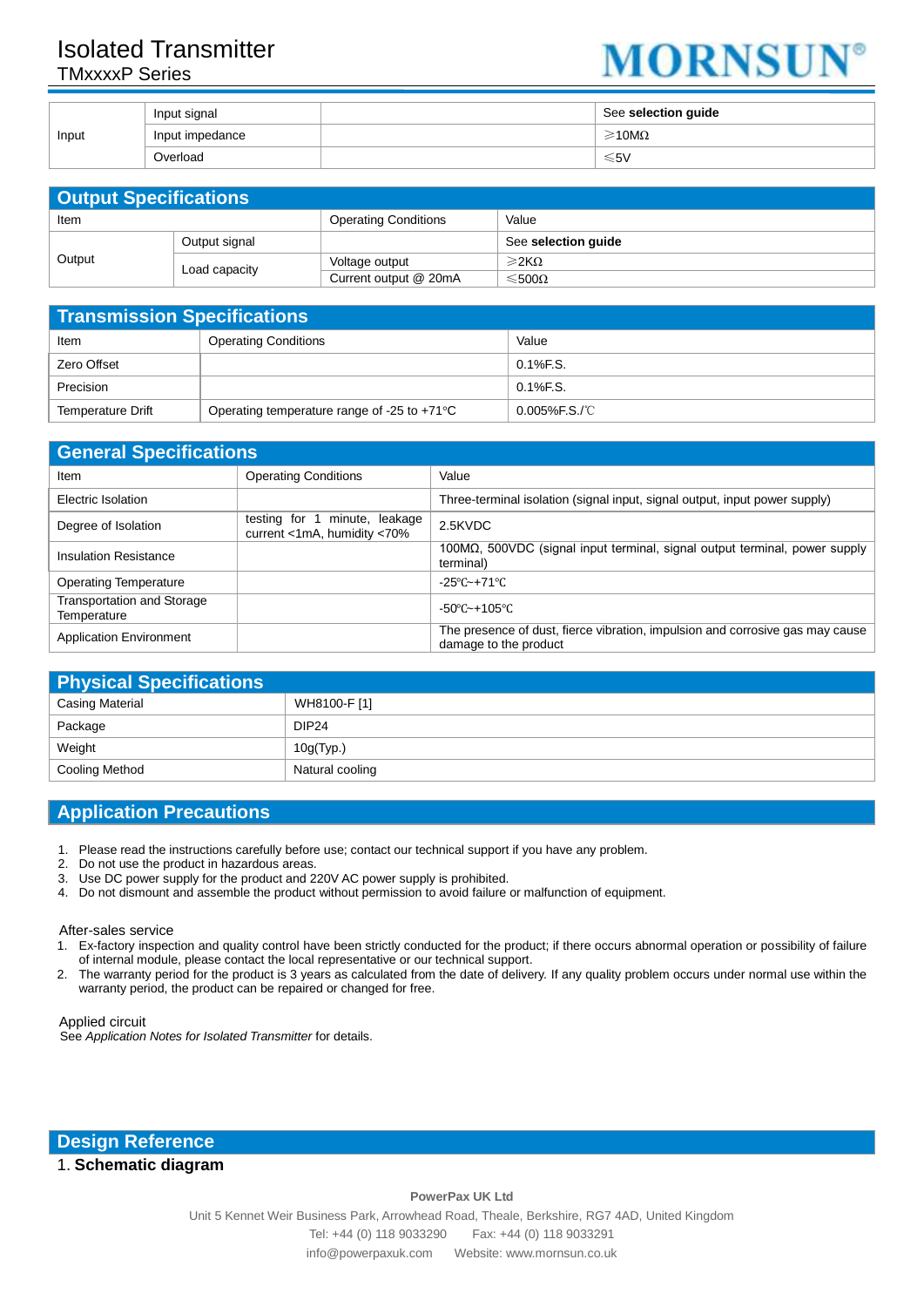| Input | Input signal | | See **selection guide** |
|---|---|---|---|
| | Input impedance | | ⩾10MΩ |
| | Overload | | ⩽5V |

## Output Specifications

| Item | | Operating Conditions | Value |
|---|---|---|---|
| Output | Output signal | | See **selection guide** |
| | Load capacity | Voltage output | ⩾2KΩ |
| | | Current output @ 20mA | ⩽500Ω |

## Transmission Specifications

| Item | Operating Conditions | Value |
|---|---|---|
| Zero Offset | | 0.1%F.S. |
| Precision | | 0.1%F.S. |
| Temperature Drift | Operating temperature range of -25 to +71°C | 0.005%F.S./℃ |

## General Specifications

| Item | Operating Conditions | Value |
|---|---|---|
| Electric Isolation | | Three-terminal isolation (signal input, signal output, input power supply) |
| Degree of Isolation | testing for 1 minute, leakage current <1mA, humidity <70% | 2.5KVDC |
| Insulation Resistance | | 100MΩ, 500VDC (signal input terminal, signal output terminal, power supply terminal) |
| Operating Temperature | | -25℃~+71℃ |
| Transportation and Storage Temperature | | -50℃~+105℃ |
| Application Environment | | The presence of dust, fierce vibration, impulsion and corrosive gas may cause damage to the product |

## Physical Specifications

| Casing Material | WH8100-F [1] |
|---|---|
| Package | DIP24 |
| Weight | 10g(Typ.) |
| Cooling Method | Natural cooling |

## Application Precautions

1. Please read the instructions carefully before use; contact our technical support if you have any problem.
2. Do not use the product in hazardous areas.
3. Use DC power supply for the product and 220V AC power supply is prohibited.
4. Do not dismount and assemble the product without permission to avoid failure or malfunction of equipment.

After-sales service

1. Ex-factory inspection and quality control have been strictly conducted for the product; if there occurs abnormal operation or possibility of failure of internal module, please contact the local representative or our technical support.
2. The warranty period for the product is 3 years as calculated from the date of delivery. If any quality problem occurs under normal use within the warranty period, the product can be repaired or changed for free.

Applied circuit

See *Application Notes for Isolated Transmitter* for details.

## Design Reference

### 1. Schematic diagram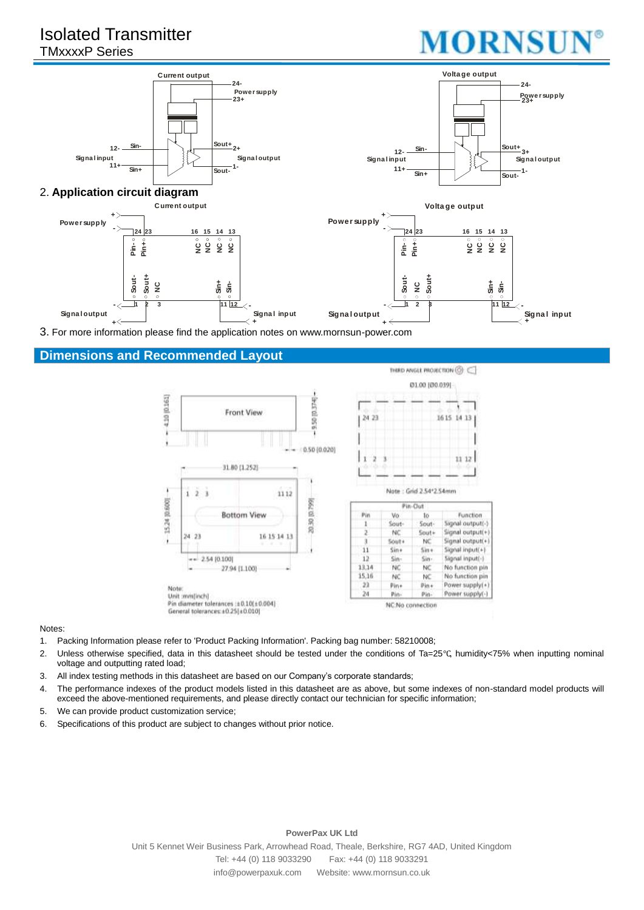Current output

24-
Power supply
23+

12- Sin-
Signal input
11+ Sin+

Sout+ 2+
Signal output
Sout- 1-

Voltage output

24-
Power supply
23+

12- Sin-
Signal input
11+ Sin+

Sout+ 3+
Signal output
Sout- 1-

2. **Application circuit diagram**

Current output

Power supply

24 23 16 15 14 13
Pin- Pin+ NC NC NC NC
Sout- Sout+ NC Sin+ Sin-
1 2 3 11 12

Signal output
Signal input

Voltage output

Power supply

24 23 16 15 14 13
Pin- Pin+ NC NC NC NC
Sout- NC Sout+ Sin+ Sin-
1 2 3 11 12

Signal output
Signal input

3. For more information please find the application notes on www.mornsun-power.com

## Dimensions and Recommended Layout

THIRD ANGLE PROJECTION

Front View

4.10 [0.161]
9.50 [0.374]
0.50 [0.020]
31.80 [1.252]

Bottom View

1 2 3 11 12
24 23 16 15 14 13
15.24 [0.600]
20.30 [0.799]
2.54 [0.100]
27.94 [1.100]

Ø1.00 [Ø0.039]

24 23 16 15 14 13
1 2 3 11 12

Note : Grid 2.54*2.54mm

| Pin-Out | | | |
|---|---|---|---|
| Pin | Vo | Io | Function |
| 1 | Sout- | Sout- | Signal output(-) |
| 2 | NC | Sout+ | Signal output(+) |
| 3 | Sout+ | NC | Signal output(+) |
| 11 | Sin+ | Sin+ | Signal input(+) |
| 12 | Sin- | Sin- | Signal input(-) |
| 13,14 | NC | NC | No function pin |
| 15,16 | NC | NC | No function pin |
| 23 | Pin+ | Pin+ | Power supply(+) |
| 24 | Pin- | Pin- | Power supply(-) |

NC:No connection

Note:
Unit :mm[inch]
Pin diameter tolerances :±0.10[±0.004]
General tolerances:±0.25[±0.010]

Notes:

1. Packing Information please refer to 'Product Packing Information'. Packing bag number: 58210008;
2. Unless otherwise specified, data in this datasheet should be tested under the conditions of Ta=25℃, humidity<75% when inputting nominal voltage and outputting rated load;
3. All index testing methods in this datasheet are based on our Company's corporate standards;
4. The performance indexes of the product models listed in this datasheet are as above, but some indexes of non-standard model products will exceed the above-mentioned requirements, and please directly contact our technician for specific information;
5. We can provide product customization service;
6. Specifications of this product are subject to changes without prior notice.

**PowerPax UK Ltd**

Unit 5 Kennet Weir Business Park, Arrowhead Road, Theale, Berkshire, RG7 4AD, United Kingdom

Tel: +44 (0) 118 9033290 Fax: +44 (0) 118 9033291

info@powerpaxuk.com Website: www.mornsun.co.uk